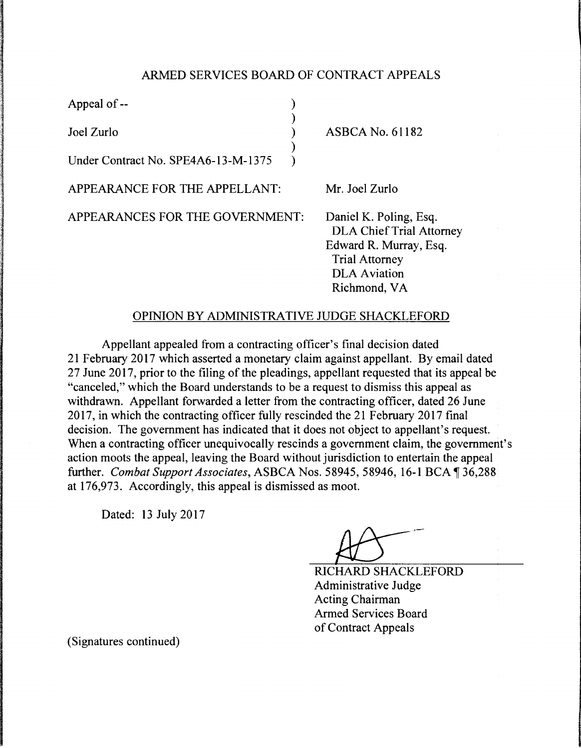## ARMED SERVICES BOARD OF CONTRACT APPEALS

| | | |
|---|---|---|
| Appeal of -- | ) | |
| | ) | |
| Joel Zurlo | ) | ASBCA No. 61182 |
| | ) | |
| Under Contract No. SPE4A6-13-M-1375 | ) | |

APPEARANCE FOR THE APPELLANT: Mr. Joel Zurlo

APPEARANCES FOR THE GOVERNMENT: Daniel K. Poling, Esq.
DLA Chief Trial Attorney
Edward R. Murray, Esq.
Trial Attorney
DLA Aviation
Richmond, VA

### OPINION BY ADMINISTRATIVE JUDGE SHACKLEFORD

Appellant appealed from a contracting officer's final decision dated 21 February 2017 which asserted a monetary claim against appellant. By email dated 27 June 2017, prior to the filing of the pleadings, appellant requested that its appeal be "canceled," which the Board understands to be a request to dismiss this appeal as withdrawn. Appellant forwarded a letter from the contracting officer, dated 26 June 2017, in which the contracting officer fully rescinded the 21 February 2017 final decision. The government has indicated that it does not object to appellant's request. When a contracting officer unequivocally rescinds a government claim, the government's action moots the appeal, leaving the Board without jurisdiction to entertain the appeal further. *Combat Support Associates*, ASBCA Nos. 58945, 58946, 16-1 BCA ¶ 36,288 at 176,973. Accordingly, this appeal is dismissed as moot.

Dated: 13 July 2017

RICHARD SHACKLEFORD
Administrative Judge
Acting Chairman
Armed Services Board
of Contract Appeals

(Signatures continued)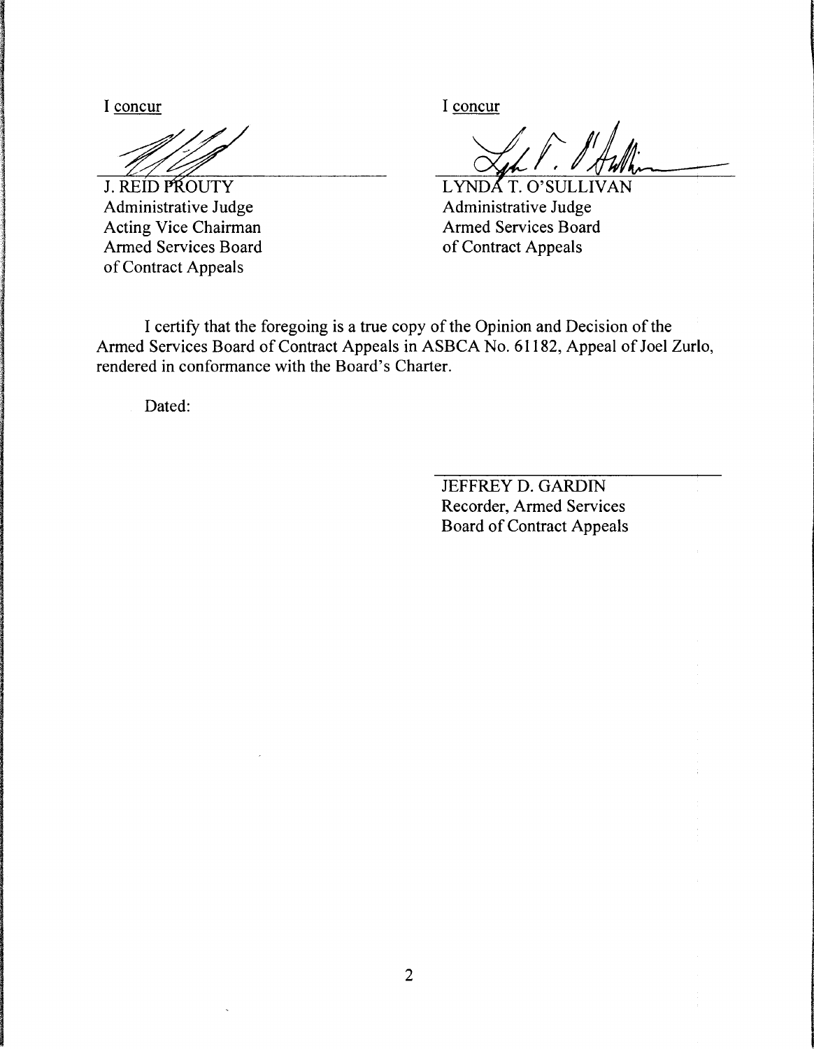I concur

J. REID PROUTY
Administrative Judge
Acting Vice Chairman
Armed Services Board
of Contract Appeals

I concur

LYNDA T. O'SULLIVAN
Administrative Judge
Armed Services Board
of Contract Appeals

I certify that the foregoing is a true copy of the Opinion and Decision of the Armed Services Board of Contract Appeals in ASBCA No. 61182, Appeal of Joel Zurlo, rendered in conformance with the Board's Charter.

Dated:

JEFFREY D. GARDIN
Recorder, Armed Services
Board of Contract Appeals